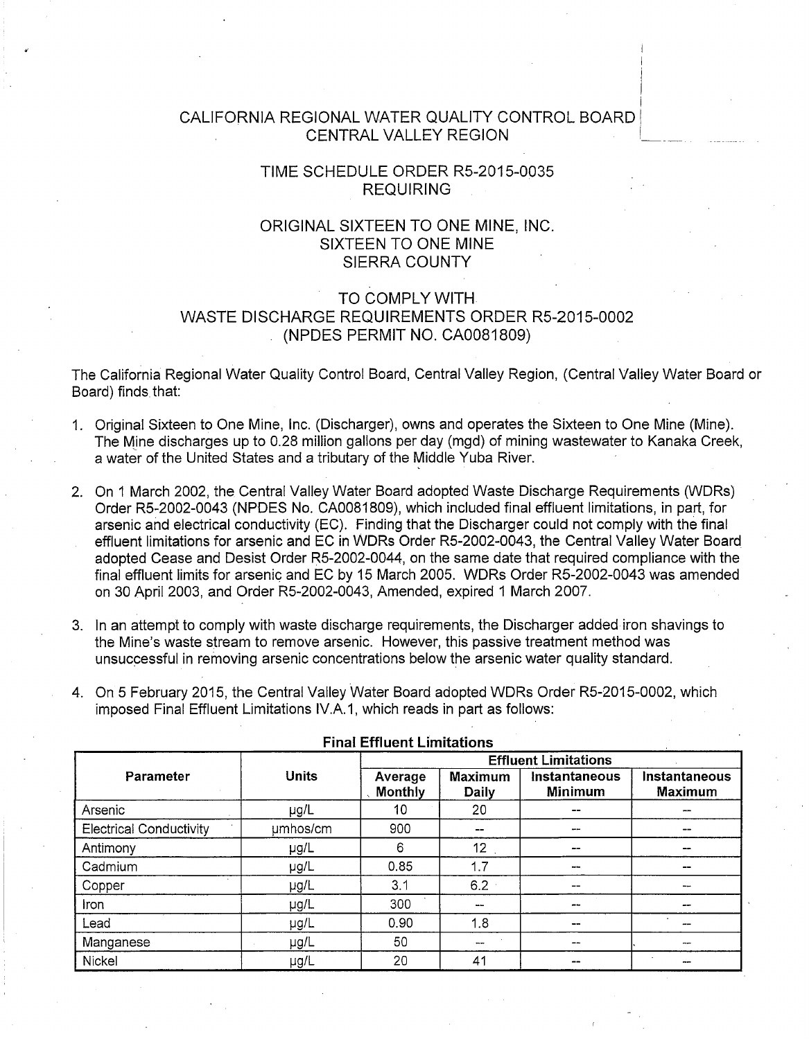# CALIFORNIA REGIONAL WATER QUALITY CONTROL BOARD
## CENTRAL VALLEY REGION

## TIME SCHEDULE ORDER R5-2015-0035
## REQUIRING

## ORIGINAL SIXTEEN TO ONE MINE, INC.
## SIXTEEN TO ONE MINE
## SIERRA COUNTY

## TO COMPLY WITH
## WASTE DISCHARGE REQUIREMENTS ORDER R5-2015-0002
## (NPDES PERMIT NO. CA0081809)

The California Regional Water Quality Control Board, Central Valley Region, (Central Valley Water Board or Board) finds that:

1. Original Sixteen to One Mine, Inc. (Discharger), owns and operates the Sixteen to One Mine (Mine). The Mine discharges up to 0.28 million gallons per day (mgd) of mining wastewater to Kanaka Creek, a water of the United States and a tributary of the Middle Yuba River.

2. On 1 March 2002, the Central Valley Water Board adopted Waste Discharge Requirements (WDRs) Order R5-2002-0043 (NPDES No. CA0081809), which included final effluent limitations, in part, for arsenic and electrical conductivity (EC). Finding that the Discharger could not comply with the final effluent limitations for arsenic and EC in WDRs Order R5-2002-0043, the Central Valley Water Board adopted Cease and Desist Order R5-2002-0044, on the same date that required compliance with the final effluent limits for arsenic and EC by 15 March 2005. WDRs Order R5-2002-0043 was amended on 30 April 2003, and Order R5-2002-0043, Amended, expired 1 March 2007.

3. In an attempt to comply with waste discharge requirements, the Discharger added iron shavings to the Mine's waste stream to remove arsenic. However, this passive treatment method was unsuccessful in removing arsenic concentrations below the arsenic water quality standard.

4. On 5 February 2015, the Central Valley Water Board adopted WDRs Order R5-2015-0002, which imposed Final Effluent Limitations IV.A.1, which reads in part as follows:

**Final Effluent Limitations**

| Parameter | Units | Effluent Limitations | | | |
|---|---|---|---|---|---|
| | | Average Monthly | Maximum Daily | Instantaneous Minimum | Instantaneous Maximum |
| Arsenic | µg/L | 10 | 20 | -- | -- |
| Electrical Conductivity | µmhos/cm | 900 | -- | -- | -- |
| Antimony | µg/L | 6 | 12 | -- | -- |
| Cadmium | µg/L | 0.85 | 1.7 | -- | -- |
| Copper | µg/L | 3.1 | 6.2 | -- | -- |
| Iron | µg/L | 300 | -- | -- | -- |
| Lead | µg/L | 0.90 | 1.8 | -- | -- |
| Manganese | µg/L | 50 | -- | -- | -- |
| Nickel | µg/L | 20 | 41 | -- | -- |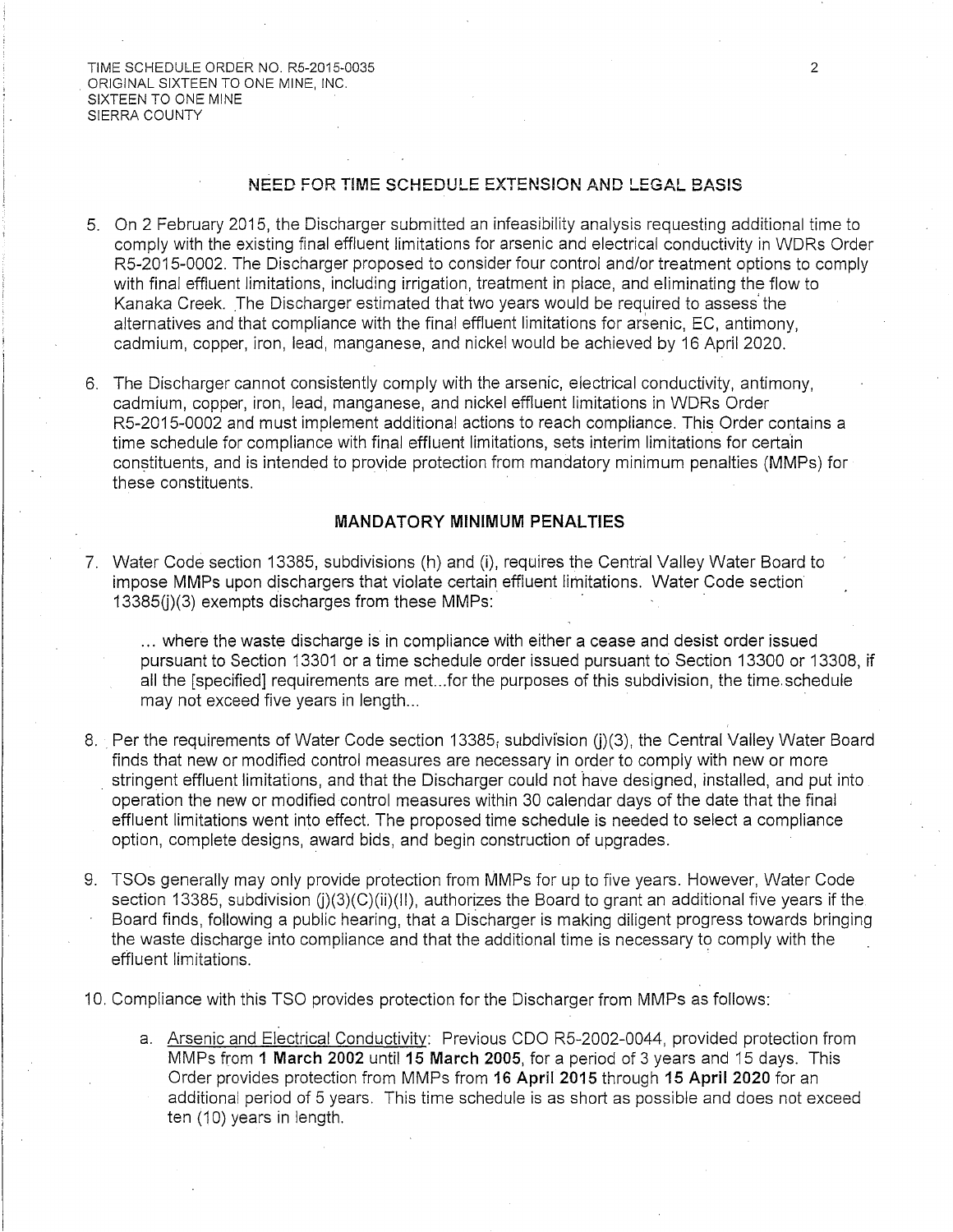## NEED FOR TIME SCHEDULE EXTENSION AND LEGAL BASIS

5. On 2 February 2015, the Discharger submitted an infeasibility analysis requesting additional time to comply with the existing final effluent limitations for arsenic and electrical conductivity in WDRs Order R5-2015-0002. The Discharger proposed to consider four control and/or treatment options to comply with final effluent limitations, including irrigation, treatment in place, and eliminating the flow to Kanaka Creek. The Discharger estimated that two years would be required to assess the alternatives and that compliance with the final effluent limitations for arsenic, EC, antimony, cadmium, copper, iron, lead, manganese, and nickel would be achieved by 16 April 2020.

6. The Discharger cannot consistently comply with the arsenic, electrical conductivity, antimony, cadmium, copper, iron, lead, manganese, and nickel effluent limitations in WDRs Order R5-2015-0002 and must implement additional actions to reach compliance. This Order contains a time schedule for compliance with final effluent limitations, sets interim limitations for certain constituents, and is intended to provide protection from mandatory minimum penalties (MMPs) for these constituents.

## MANDATORY MINIMUM PENALTIES

7. Water Code section 13385, subdivisions (h) and (i), requires the Central Valley Water Board to impose MMPs upon dischargers that violate certain effluent limitations. Water Code section 13385(j)(3) exempts discharges from these MMPs:

   ... where the waste discharge is in compliance with either a cease and desist order issued pursuant to Section 13301 or a time schedule order issued pursuant to Section 13300 or 13308, if all the [specified] requirements are met...for the purposes of this subdivision, the time schedule may not exceed five years in length...

8. Per the requirements of Water Code section 13385, subdivision (j)(3), the Central Valley Water Board finds that new or modified control measures are necessary in order to comply with new or more stringent effluent limitations, and that the Discharger could not have designed, installed, and put into operation the new or modified control measures within 30 calendar days of the date that the final effluent limitations went into effect. The proposed time schedule is needed to select a compliance option, complete designs, award bids, and begin construction of upgrades.

9. TSOs generally may only provide protection from MMPs for up to five years. However, Water Code section 13385, subdivision (j)(3)(C)(ii)(II), authorizes the Board to grant an additional five years if the Board finds, following a public hearing, that a Discharger is making diligent progress towards bringing the waste discharge into compliance and that the additional time is necessary to comply with the effluent limitations.

10. Compliance with this TSO provides protection for the Discharger from MMPs as follows:

    a. Arsenic and Electrical Conductivity: Previous CDO R5-2002-0044, provided protection from MMPs from **1 March 2002** until **15 March 2005**, for a period of 3 years and 15 days. This Order provides protection from MMPs from **16 April 2015** through **15 April 2020** for an additional period of 5 years. This time schedule is as short as possible and does not exceed ten (10) years in length.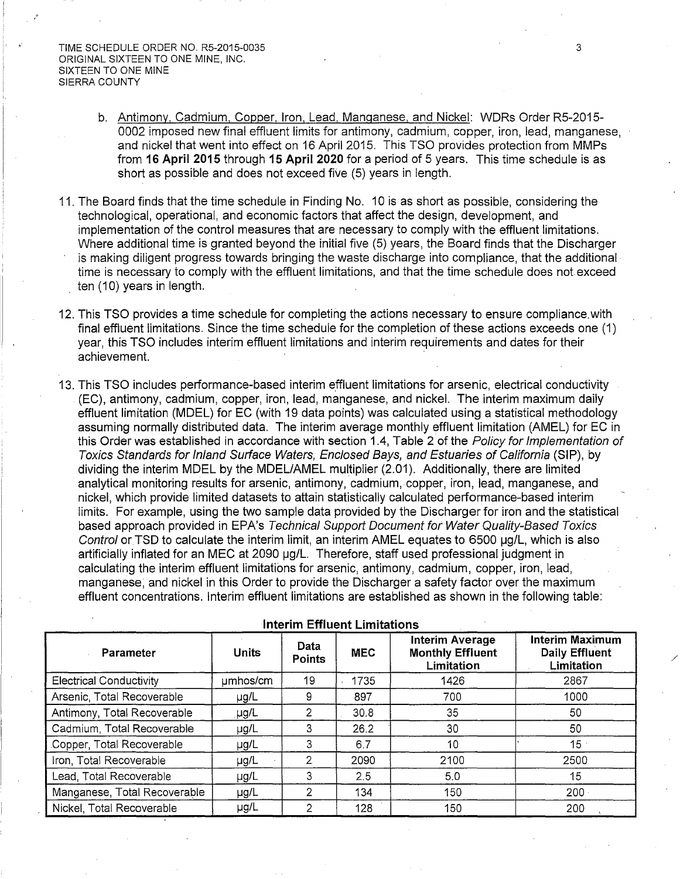b. Antimony, Cadmium, Copper, Iron, Lead, Manganese, and Nickel: WDRs Order R5-2015-0002 imposed new final effluent limits for antimony, cadmium, copper, iron, lead, manganese, and nickel that went into effect on 16 April 2015. This TSO provides protection from MMPs from **16 April 2015** through **15 April 2020** for a period of 5 years. This time schedule is as short as possible and does not exceed five (5) years in length.

11. The Board finds that the time schedule in Finding No. 10 is as short as possible, considering the technological, operational, and economic factors that affect the design, development, and implementation of the control measures that are necessary to comply with the effluent limitations. Where additional time is granted beyond the initial five (5) years, the Board finds that the Discharger is making diligent progress towards bringing the waste discharge into compliance, that the additional time is necessary to comply with the effluent limitations, and that the time schedule does not exceed ten (10) years in length.

12. This TSO provides a time schedule for completing the actions necessary to ensure compliance with final effluent limitations. Since the time schedule for the completion of these actions exceeds one (1) year, this TSO includes interim effluent limitations and interim requirements and dates for their achievement.

13. This TSO includes performance-based interim effluent limitations for arsenic, electrical conductivity (EC), antimony, cadmium, copper, iron, lead, manganese, and nickel. The interim maximum daily effluent limitation (MDEL) for EC (with 19 data points) was calculated using a statistical methodology assuming normally distributed data. The interim average monthly effluent limitation (AMEL) for EC in this Order was established in accordance with section 1.4, Table 2 of the *Policy for Implementation of Toxics Standards for Inland Surface Waters, Enclosed Bays, and Estuaries of California* (SIP), by dividing the interim MDEL by the MDEL/AMEL multiplier (2.01). Additionally, there are limited analytical monitoring results for arsenic, antimony, cadmium, copper, iron, lead, manganese, and nickel, which provide limited datasets to attain statistically calculated performance-based interim limits. For example, using the two sample data provided by the Discharger for iron and the statistical based approach provided in EPA's *Technical Support Document for Water Quality-Based Toxics Control* or TSD to calculate the interim limit, an interim AMEL equates to 6500 µg/L, which is also artificially inflated for an MEC at 2090 µg/L. Therefore, staff used professional judgment in calculating the interim effluent limitations for arsenic, antimony, cadmium, copper, iron, lead, manganese, and nickel in this Order to provide the Discharger a safety factor over the maximum effluent concentrations. Interim effluent limitations are established as shown in the following table:

**Interim Effluent Limitations**

| Parameter | Units | Data Points | MEC | Interim Average Monthly Effluent Limitation | Interim Maximum Daily Effluent Limitation |
|---|---|---|---|---|---|
| Electrical Conductivity | µmhos/cm | 19 | 1735 | 1426 | 2867 |
| Arsenic, Total Recoverable | µg/L | 9 | 897 | 700 | 1000 |
| Antimony, Total Recoverable | µg/L | 2 | 30.8 | 35 | 50 |
| Cadmium, Total Recoverable | µg/L | 3 | 26.2 | 30 | 50 |
| Copper, Total Recoverable | µg/L | 3 | 6.7 | 10 | 15 |
| Iron, Total Recoverable | µg/L | 2 | 2090 | 2100 | 2500 |
| Lead, Total Recoverable | µg/L | 3 | 2.5 | 5.0 | 15 |
| Manganese, Total Recoverable | µg/L | 2 | 134 | 150 | 200 |
| Nickel, Total Recoverable | µg/L | 2 | 128 | 150 | 200 |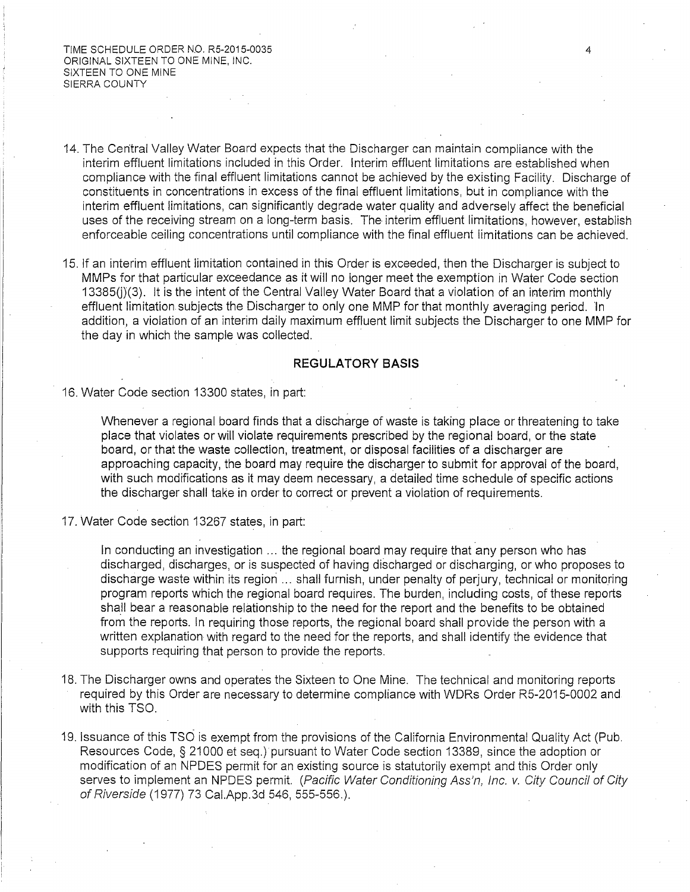14. The Central Valley Water Board expects that the Discharger can maintain compliance with the interim effluent limitations included in this Order. Interim effluent limitations are established when compliance with the final effluent limitations cannot be achieved by the existing Facility. Discharge of constituents in concentrations in excess of the final effluent limitations, but in compliance with the interim effluent limitations, can significantly degrade water quality and adversely affect the beneficial uses of the receiving stream on a long-term basis. The interim effluent limitations, however, establish enforceable ceiling concentrations until compliance with the final effluent limitations can be achieved.

15. If an interim effluent limitation contained in this Order is exceeded, then the Discharger is subject to MMPs for that particular exceedance as it will no longer meet the exemption in Water Code section 13385(j)(3). It is the intent of the Central Valley Water Board that a violation of an interim monthly effluent limitation subjects the Discharger to only one MMP for that monthly averaging period. In addition, a violation of an interim daily maximum effluent limit subjects the Discharger to one MMP for the day in which the sample was collected.

## REGULATORY BASIS

16. Water Code section 13300 states, in part:

    Whenever a regional board finds that a discharge of waste is taking place or threatening to take place that violates or will violate requirements prescribed by the regional board, or the state board, or that the waste collection, treatment, or disposal facilities of a discharger are approaching capacity, the board may require the discharger to submit for approval of the board, with such modifications as it may deem necessary, a detailed time schedule of specific actions the discharger shall take in order to correct or prevent a violation of requirements.

17. Water Code section 13267 states, in part:

    In conducting an investigation ... the regional board may require that any person who has discharged, discharges, or is suspected of having discharged or discharging, or who proposes to discharge waste within its region ... shall furnish, under penalty of perjury, technical or monitoring program reports which the regional board requires. The burden, including costs, of these reports shall bear a reasonable relationship to the need for the report and the benefits to be obtained from the reports. In requiring those reports, the regional board shall provide the person with a written explanation with regard to the need for the reports, and shall identify the evidence that supports requiring that person to provide the reports.

18. The Discharger owns and operates the Sixteen to One Mine. The technical and monitoring reports required by this Order are necessary to determine compliance with WDRs Order R5-2015-0002 and with this TSO.

19. Issuance of this TSO is exempt from the provisions of the California Environmental Quality Act (Pub. Resources Code, § 21000 et seq.) pursuant to Water Code section 13389, since the adoption or modification of an NPDES permit for an existing source is statutorily exempt and this Order only serves to implement an NPDES permit. (*Pacific Water Conditioning Ass'n, Inc. v. City Council of City of Riverside* (1977) 73 Cal.App.3d 546, 555-556.).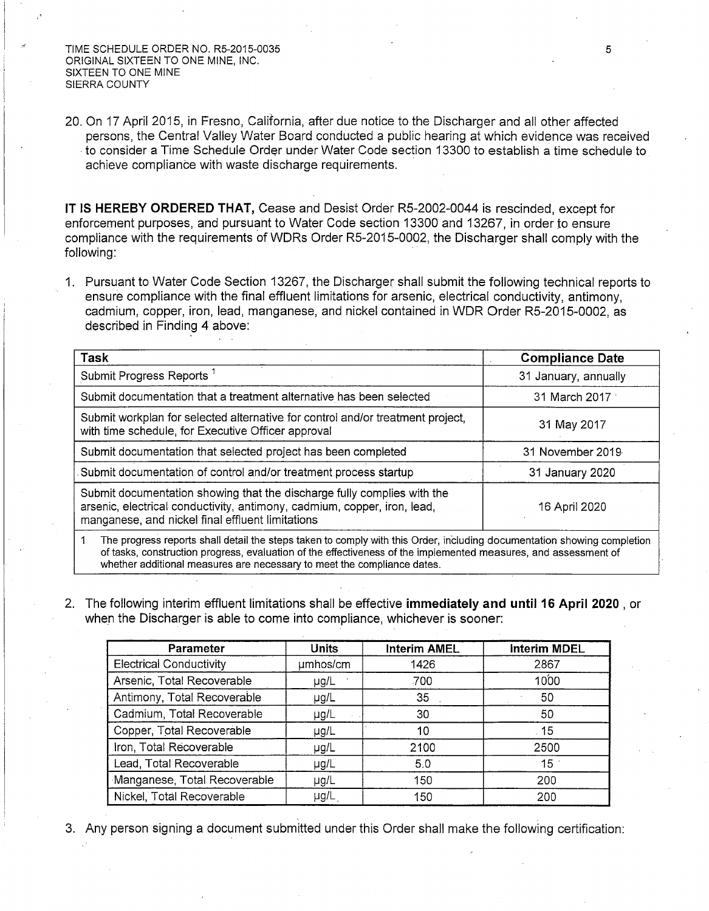20. On 17 April 2015, in Fresno, California, after due notice to the Discharger and all other affected persons, the Central Valley Water Board conducted a public hearing at which evidence was received to consider a Time Schedule Order under Water Code section 13300 to establish a time schedule to achieve compliance with waste discharge requirements.

**IT IS HEREBY ORDERED THAT,** Cease and Desist Order R5-2002-0044 is rescinded, except for enforcement purposes, and pursuant to Water Code section 13300 and 13267, in order to ensure compliance with the requirements of WDRs Order R5-2015-0002, the Discharger shall comply with the following:

1. Pursuant to Water Code Section 13267, the Discharger shall submit the following technical reports to ensure compliance with the final effluent limitations for arsenic, electrical conductivity, antimony, cadmium, copper, iron, lead, manganese, and nickel contained in WDR Order R5-2015-0002, as described in Finding 4 above:

| Task | Compliance Date |
|---|---|
| Submit Progress Reports [1] | 31 January, annually |
| Submit documentation that a treatment alternative has been selected | 31 March 2017 |
| Submit workplan for selected alternative for control and/or treatment project, with time schedule, for Executive Officer approval | 31 May 2017 |
| Submit documentation that selected project has been completed | 31 November 2019 |
| Submit documentation of control and/or treatment process startup | 31 January 2020 |
| Submit documentation showing that the discharge fully complies with the arsenic, electrical conductivity, antimony, cadmium, copper, iron, lead, manganese, and nickel final effluent limitations | 16 April 2020 |

1 The progress reports shall detail the steps taken to comply with this Order, including documentation showing completion of tasks, construction progress, evaluation of the effectiveness of the implemented measures, and assessment of whether additional measures are necessary to meet the compliance dates.

2. The following interim effluent limitations shall be effective **immediately and until 16 April 2020** , or when the Discharger is able to come into compliance, whichever is sooner:

| Parameter | Units | Interim AMEL | Interim MDEL |
|---|---|---|---|
| Electrical Conductivity | µmhos/cm | 1426 | 2867 |
| Arsenic, Total Recoverable | µg/L | 700 | 1000 |
| Antimony, Total Recoverable | µg/L | 35 | 50 |
| Cadmium, Total Recoverable | µg/L | 30 | 50 |
| Copper, Total Recoverable | µg/L | 10 | 15 |
| Iron, Total Recoverable | µg/L | 2100 | 2500 |
| Lead, Total Recoverable | µg/L | 5.0 | 15 |
| Manganese, Total Recoverable | µg/L | 150 | 200 |
| Nickel, Total Recoverable | µg/L | 150 | 200 |

3. Any person signing a document submitted under this Order shall make the following certification: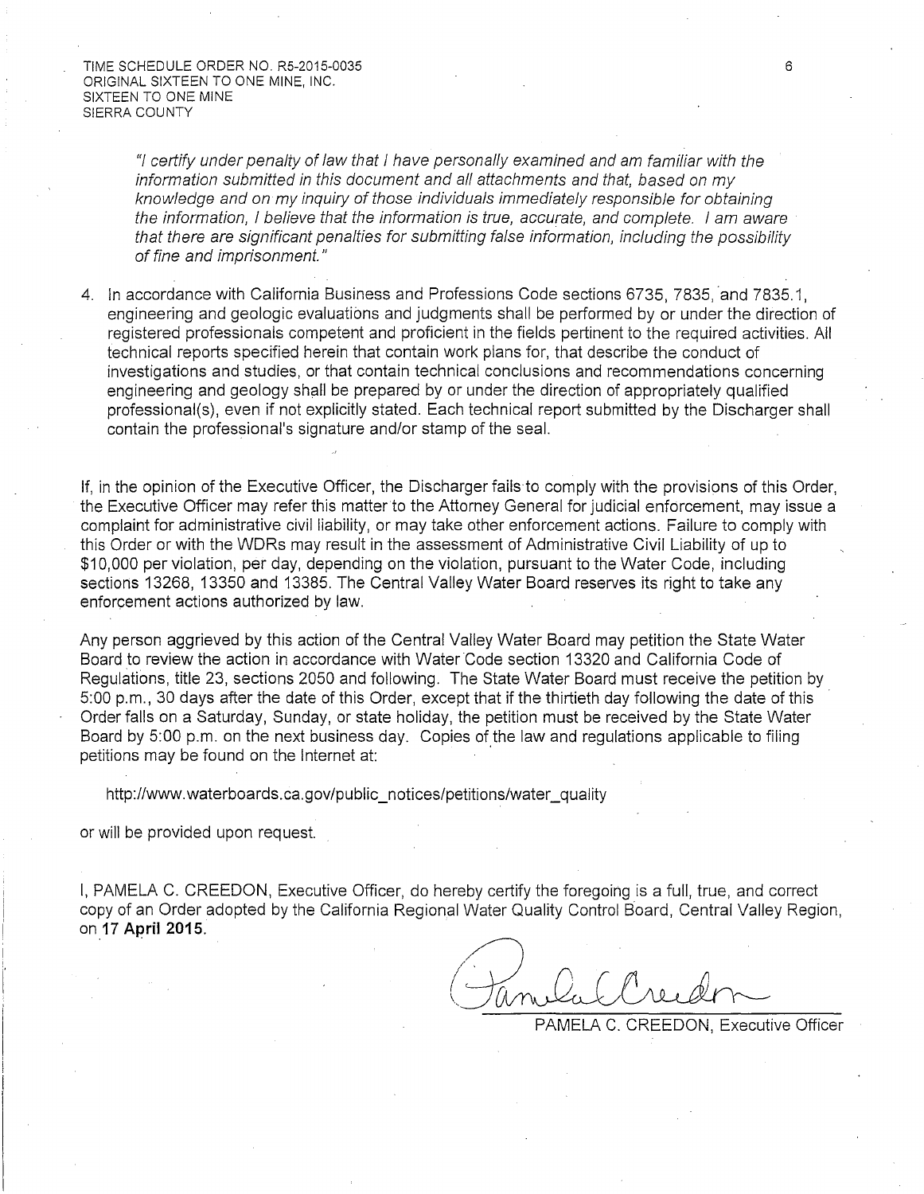*"I certify under penalty of law that I have personally examined and am familiar with the information submitted in this document and all attachments and that, based on my knowledge and on my inquiry of those individuals immediately responsible for obtaining the information, I believe that the information is true, accurate, and complete. I am aware that there are significant penalties for submitting false information, including the possibility of fine and imprisonment."*

4. In accordance with California Business and Professions Code sections 6735, 7835, and 7835.1, engineering and geologic evaluations and judgments shall be performed by or under the direction of registered professionals competent and proficient in the fields pertinent to the required activities. All technical reports specified herein that contain work plans for, that describe the conduct of investigations and studies, or that contain technical conclusions and recommendations concerning engineering and geology shall be prepared by or under the direction of appropriately qualified professional(s), even if not explicitly stated. Each technical report submitted by the Discharger shall contain the professional's signature and/or stamp of the seal.

If, in the opinion of the Executive Officer, the Discharger fails to comply with the provisions of this Order, the Executive Officer may refer this matter to the Attorney General for judicial enforcement, may issue a complaint for administrative civil liability, or may take other enforcement actions. Failure to comply with this Order or with the WDRs may result in the assessment of Administrative Civil Liability of up to $10,000 per violation, per day, depending on the violation, pursuant to the Water Code, including sections 13268, 13350 and 13385. The Central Valley Water Board reserves its right to take any enforcement actions authorized by law.

Any person aggrieved by this action of the Central Valley Water Board may petition the State Water Board to review the action in accordance with Water Code section 13320 and California Code of Regulations, title 23, sections 2050 and following. The State Water Board must receive the petition by 5:00 p.m., 30 days after the date of this Order, except that if the thirtieth day following the date of this Order falls on a Saturday, Sunday, or state holiday, the petition must be received by the State Water Board by 5:00 p.m. on the next business day. Copies of the law and regulations applicable to filing petitions may be found on the Internet at:

http://www.waterboards.ca.gov/public_notices/petitions/water_quality

or will be provided upon request.

I, PAMELA C. CREEDON, Executive Officer, do hereby certify the foregoing is a full, true, and correct copy of an Order adopted by the California Regional Water Quality Control Board, Central Valley Region, on **17 April 2015**.

PAMELA C. CREEDON, Executive Officer